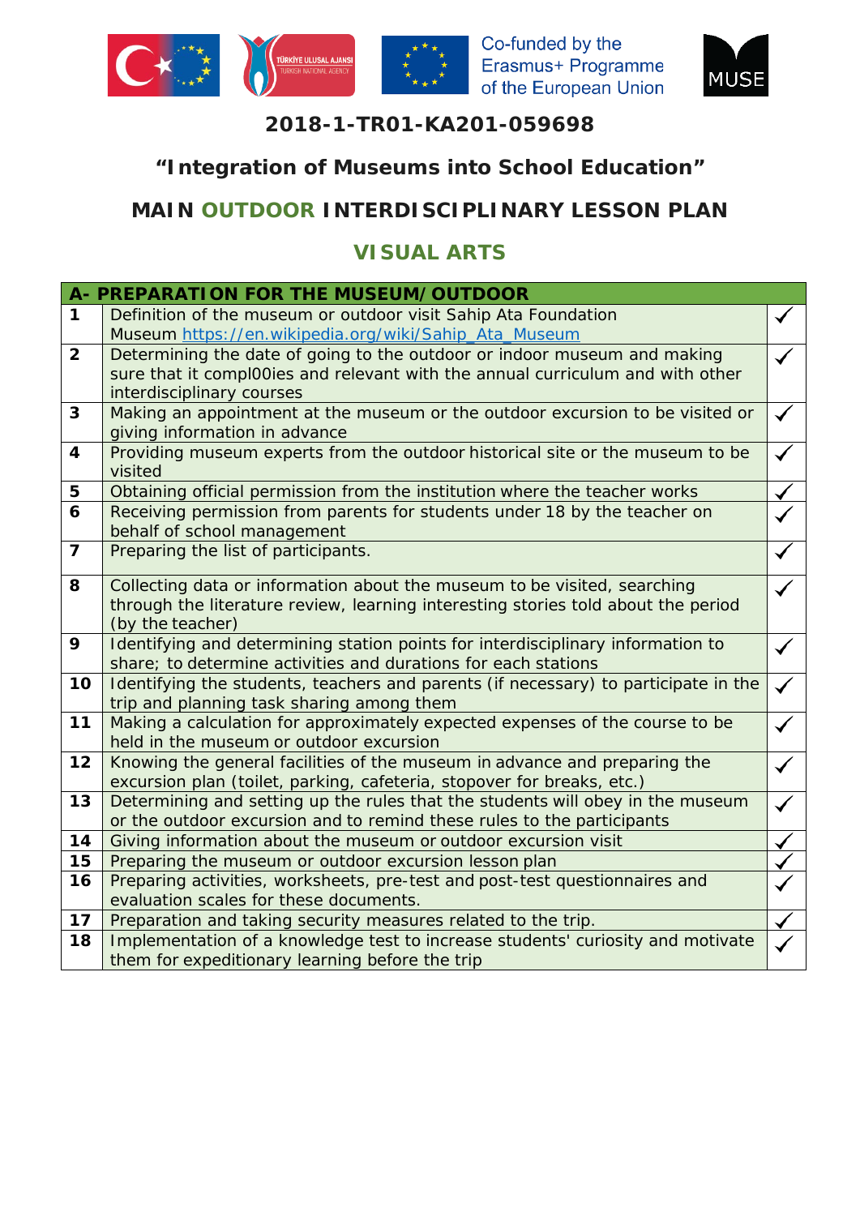Co-funded by the Erasmus+ Programme of the European Union

MUSE

## 2018-1-TR01-KA201-059698

## "Integration of Museums into School Education"

## MAIN OUTDOOR INTERDISCIPLINARY LESSON PLAN

## VISUAL ARTS

| A- PREPARATION FOR THE MUSEUM/OUTDOOR | | |
|---|---|---|
| 1 | Definition of the museum or outdoor visit Sahip Ata Foundation Museum https://en.wikipedia.org/wiki/Sahip_Ata_Museum | ✓ |
| 2 | Determining the date of going to the outdoor or indoor museum and making sure that it compl00ies and relevant with the annual curriculum and with other interdisciplinary courses | ✓ |
| 3 | Making an appointment at the museum or the outdoor excursion to be visited or giving information in advance | ✓ |
| 4 | Providing museum experts from the outdoor historical site or the museum to be visited | ✓ |
| 5 | Obtaining official permission from the institution where the teacher works | ✓ |
| 6 | Receiving permission from parents for students under 18 by the teacher on behalf of school management | ✓ |
| 7 | Preparing the list of participants. | ✓ |
| 8 | Collecting data or information about the museum to be visited, searching through the literature review, learning interesting stories told about the period (by the teacher) | ✓ |
| 9 | Identifying and determining station points for interdisciplinary information to share; to determine activities and durations for each stations | ✓ |
| 10 | Identifying the students, teachers and parents (if necessary) to participate in the trip and planning task sharing among them | ✓ |
| 11 | Making a calculation for approximately expected expenses of the course to be held in the museum or outdoor excursion | ✓ |
| 12 | Knowing the general facilities of the museum in advance and preparing the excursion plan (toilet, parking, cafeteria, stopover for breaks, etc.) | ✓ |
| 13 | Determining and setting up the rules that the students will obey in the museum or the outdoor excursion and to remind these rules to the participants | ✓ |
| 14 | Giving information about the museum or outdoor excursion visit | ✓ |
| 15 | Preparing the museum or outdoor excursion lesson plan | ✓ |
| 16 | Preparing activities, worksheets, pre-test and post-test questionnaires and evaluation scales for these documents. | ✓ |
| 17 | Preparation and taking security measures related to the trip. | ✓ |
| 18 | Implementation of a knowledge test to increase students' curiosity and motivate them for expeditionary learning before the trip | ✓ |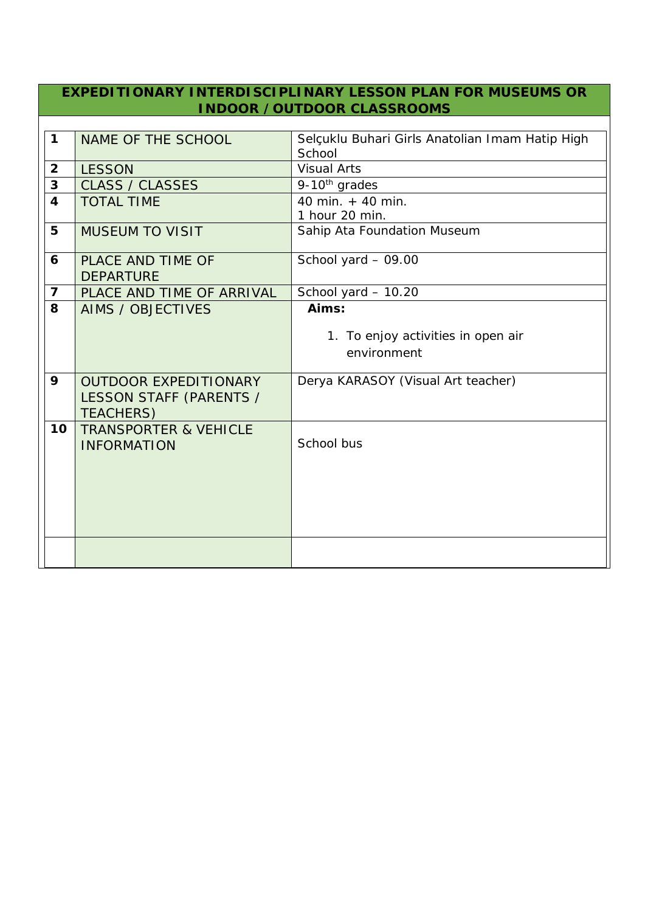# EXPEDITIONARY INTERDISCIPLINARY LESSON PLAN FOR MUSEUMS OR INDOOR / OUTDOOR CLASSROOMS

| | | |
|---|---|---|
| **1** | NAME OF THE SCHOOL | Selçuklu Buhari Girls Anatolian Imam Hatip High School |
| **2** | LESSON | Visual Arts |
| **3** | CLASS / CLASSES | 9-10th grades |
| **4** | TOTAL TIME | 40 min. + 40 min.<br>1 hour 20 min. |
| **5** | MUSEUM TO VISIT | Sahip Ata Foundation Museum |
| **6** | PLACE AND TIME OF DEPARTURE | School yard – 09.00 |
| **7** | PLACE AND TIME OF ARRIVAL | School yard – 10.20 |
| **8** | AIMS / OBJECTIVES | **Aims:**<br>1. To enjoy activities in open air environment |
| **9** | OUTDOOR EXPEDITIONARY LESSON STAFF (PARENTS / TEACHERS) | Derya KARASOY (Visual Art teacher) |
| **10** | TRANSPORTER & VEHICLE INFORMATION | School bus |
| | | |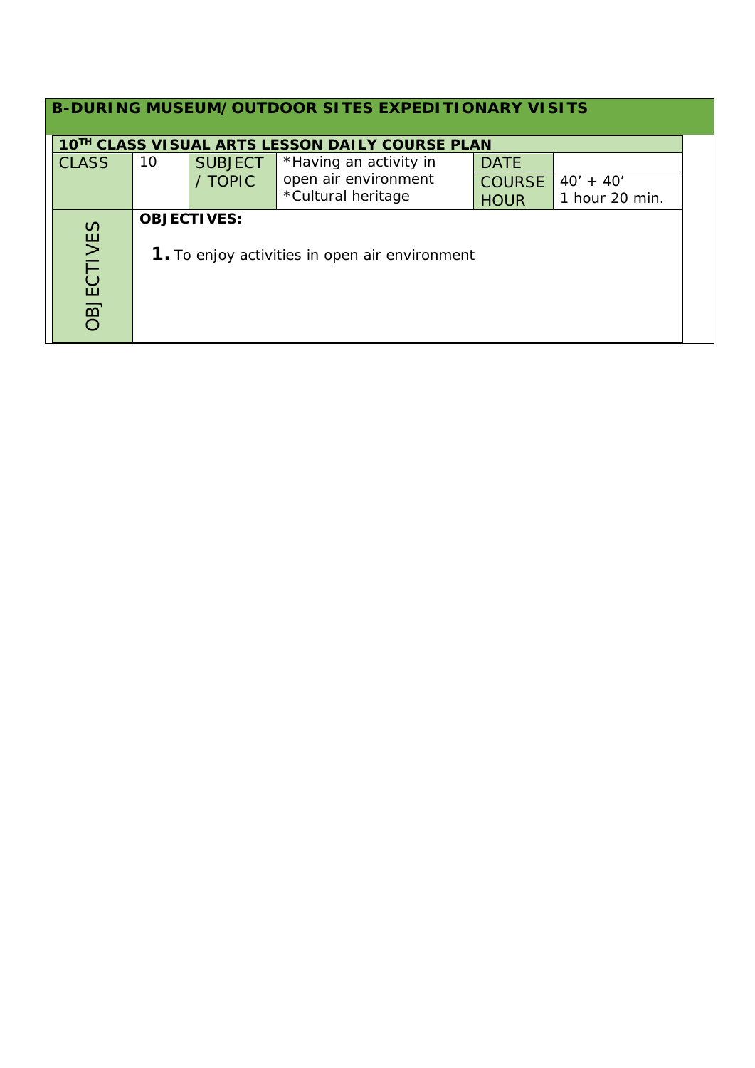## B-DURING MUSEUM/OUTDOOR SITES EXPEDITIONARY VISITS

| 10TH CLASS VISUAL ARTS LESSON DAILY COURSE PLAN | | | | | |
|---|---|---|---|---|---|
| CLASS | 10 | SUBJECT / TOPIC | *Having an activity in open air environment<br>*Cultural heritage | DATE | |
| | | | | COURSE HOUR | 40’ + 40’<br>1 hour 20 min. |
| OBJECTIVES | **OBJECTIVES:**<br><br>**1.** To enjoy activities in open air environment | | | | |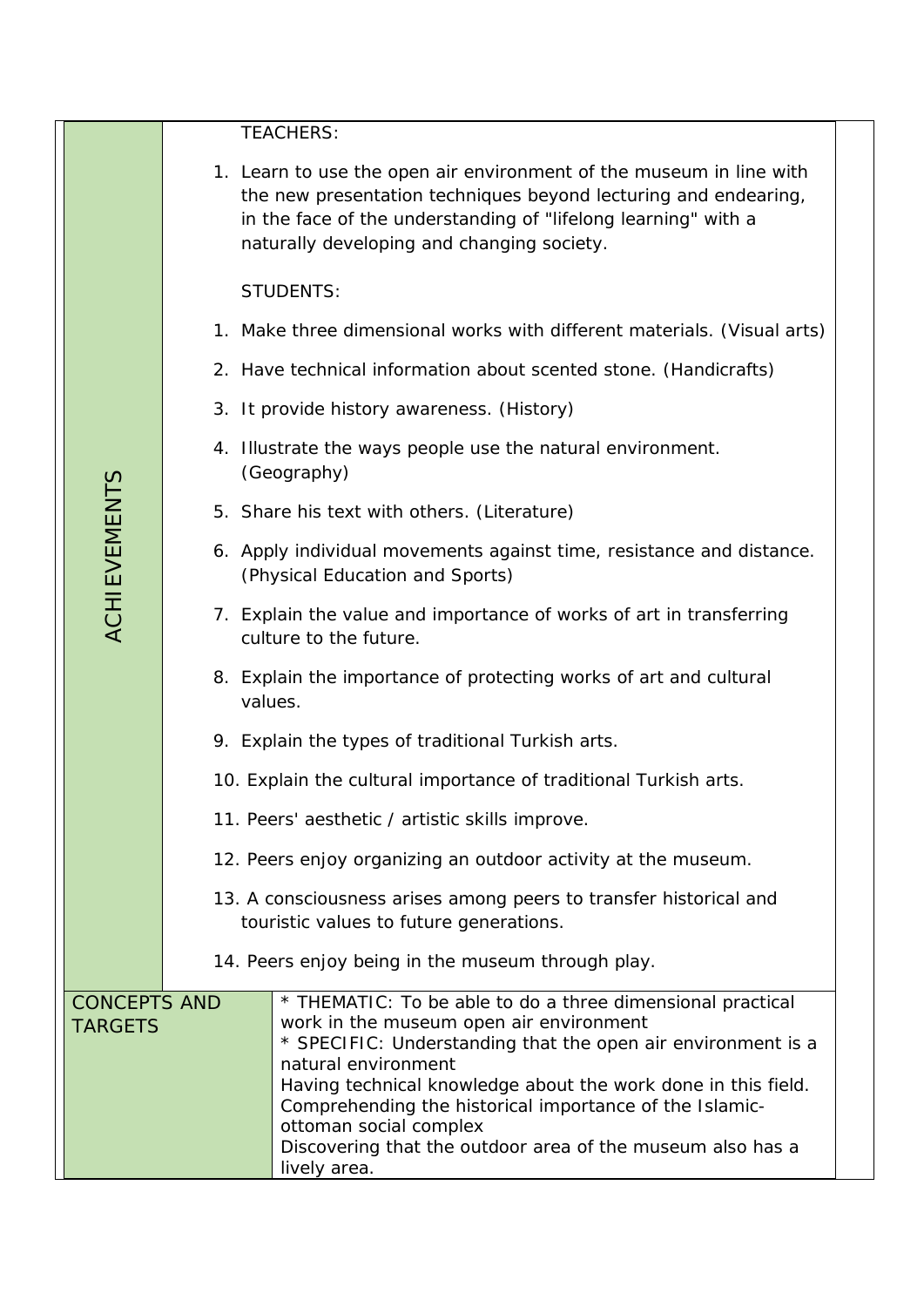| | |
|---|---|
| ACHIEVEMENTS | TEACHERS:<br><br>1. Learn to use the open air environment of the museum in line with the new presentation techniques beyond lecturing and endearing, in the face of the understanding of "lifelong learning" with a naturally developing and changing society.<br><br>STUDENTS:<br><br>1. Make three dimensional works with different materials. (Visual arts)<br>2. Have technical information about scented stone. (Handicrafts)<br>3. It provide history awareness. (History)<br>4. Illustrate the ways people use the natural environment. (Geography)<br>5. Share his text with others. (Literature)<br>6. Apply individual movements against time, resistance and distance. (Physical Education and Sports)<br>7. Explain the value and importance of works of art in transferring culture to the future.<br>8. Explain the importance of protecting works of art and cultural values.<br>9. Explain the types of traditional Turkish arts.<br>10. Explain the cultural importance of traditional Turkish arts.<br>11. Peers' aesthetic / artistic skills improve.<br>12. Peers enjoy organizing an outdoor activity at the museum.<br>13. A consciousness arises among peers to transfer historical and touristic values to future generations.<br>14. Peers enjoy being in the museum through play. |
| CONCEPTS AND TARGETS | * THEMATIC: To be able to do a three dimensional practical work in the museum open air environment<br>* SPECIFIC: Understanding that the open air environment is a natural environment<br>Having technical knowledge about the work done in this field.<br>Comprehending the historical importance of the Islamic-ottoman social complex<br>Discovering that the outdoor area of the museum also has a lively area. |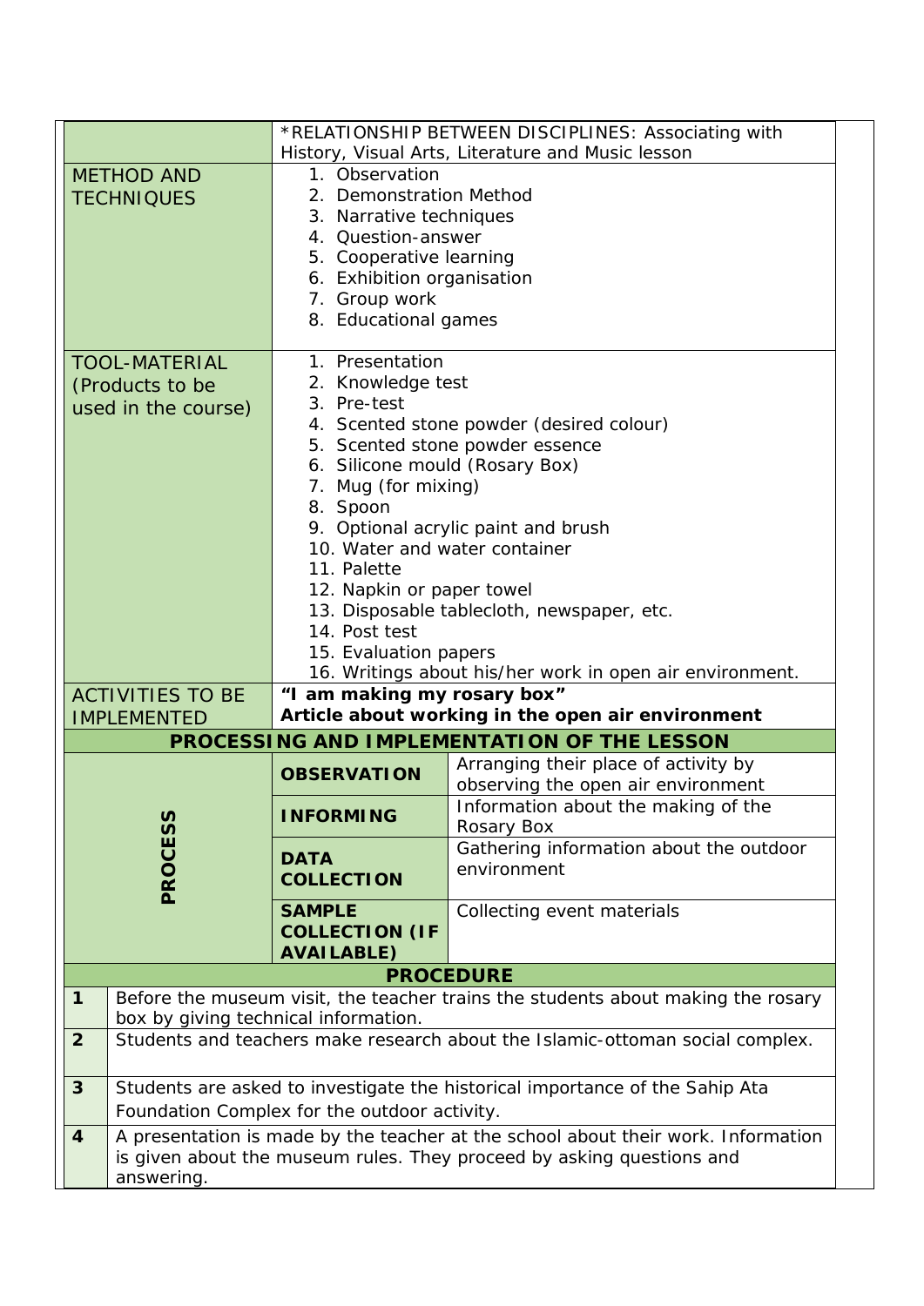| | | |
|---|---|---|
| | *RELATIONSHIP BETWEEN DISCIPLINES: Associating with History, Visual Arts, Literature and Music lesson | |
| METHOD AND TECHNIQUES | 1. Observation<br>2. Demonstration Method<br>3. Narrative techniques<br>4. Question-answer<br>5. Cooperative learning<br>6. Exhibition organisation<br>7. Group work<br>8. Educational games | |
| TOOL-MATERIAL (Products to be used in the course) | 1. Presentation<br>2. Knowledge test<br>3. Pre-test<br>4. Scented stone powder (desired colour)<br>5. Scented stone powder essence<br>6. Silicone mould (Rosary Box)<br>7. Mug (for mixing)<br>8. Spoon<br>9. Optional acrylic paint and brush<br>10. Water and water container<br>11. Palette<br>12. Napkin or paper towel<br>13. Disposable tablecloth, newspaper, etc.<br>14. Post test<br>15. Evaluation papers<br>16. Writings about his/her work in open air environment. | |
| ACTIVITIES TO BE IMPLEMENTED | **"I am making my rosary box"**<br>**Article about working in the open air environment** | |
| **PROCESSING AND IMPLEMENTATION OF THE LESSON** | | |
| **PROCESS** | **OBSERVATION** | Arranging their place of activity by observing the open air environment |
| | **INFORMING** | Information about the making of the Rosary Box |
| | **DATA COLLECTION** | Gathering information about the outdoor environment |
| | **SAMPLE COLLECTION (IF AVAILABLE)** | Collecting event materials |

**PROCEDURE**

| | |
|---|---|
| **1** | Before the museum visit, the teacher trains the students about making the rosary box by giving technical information. |
| **2** | Students and teachers make research about the Islamic-ottoman social complex. |
| **3** | Students are asked to investigate the historical importance of the Sahip Ata Foundation Complex for the outdoor activity. |
| **4** | A presentation is made by the teacher at the school about their work. Information is given about the museum rules. They proceed by asking questions and answering. |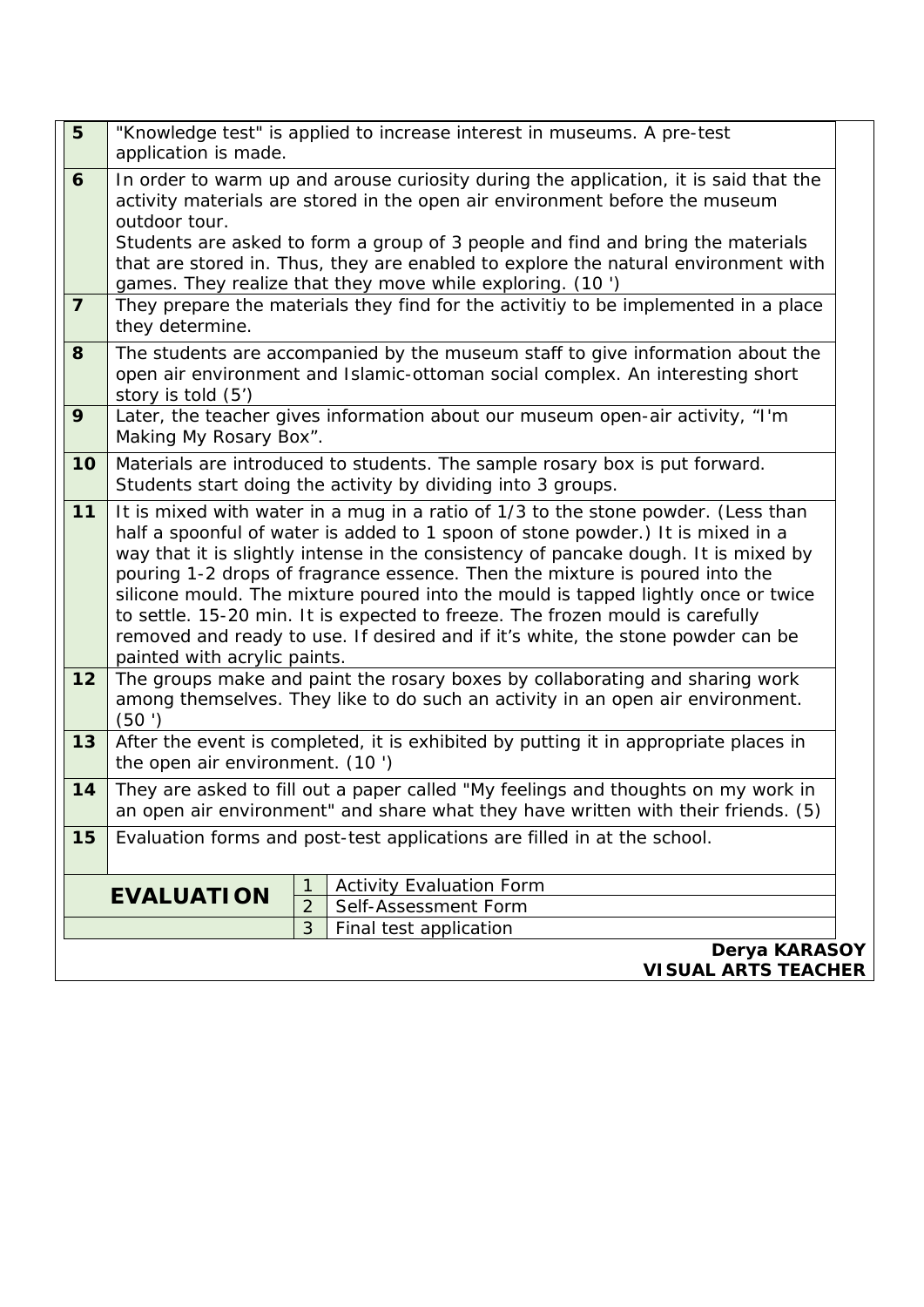| | |
|---|---|
| **5** | "Knowledge test" is applied to increase interest in museums. A pre-test application is made. |
| **6** | In order to warm up and arouse curiosity during the application, it is said that the activity materials are stored in the open air environment before the museum outdoor tour. Students are asked to form a group of 3 people and find and bring the materials that are stored in. Thus, they are enabled to explore the natural environment with games. They realize that they move while exploring. (10 ') |
| **7** | They prepare the materials they find for the activitiy to be implemented in a place they determine. |
| **8** | The students are accompanied by the museum staff to give information about the open air environment and Islamic-ottoman social complex. An interesting short story is told (5') |
| **9** | Later, the teacher gives information about our museum open-air activity, "I'm Making My Rosary Box". |
| **10** | Materials are introduced to students. The sample rosary box is put forward. Students start doing the activity by dividing into 3 groups. |
| **11** | It is mixed with water in a mug in a ratio of 1/3 to the stone powder. (Less than half a spoonful of water is added to 1 spoon of stone powder.) It is mixed in a way that it is slightly intense in the consistency of pancake dough. It is mixed by pouring 1-2 drops of fragrance essence. Then the mixture is poured into the silicone mould. The mixture poured into the mould is tapped lightly once or twice to settle. 15-20 min. It is expected to freeze. The frozen mould is carefully removed and ready to use. If desired and if it's white, the stone powder can be painted with acrylic paints. |
| **12** | The groups make and paint the rosary boxes by collaborating and sharing work among themselves. They like to do such an activity in an open air environment. (50 ') |
| **13** | After the event is completed, it is exhibited by putting it in appropriate places in the open air environment. (10 ') |
| **14** | They are asked to fill out a paper called "My feelings and thoughts on my work in an open air environment" and share what they have written with their friends. (5) |
| **15** | Evaluation forms and post-test applications are filled in at the school. |

| **EVALUATION** | | |
|---|---|---|
| | 1 | Activity Evaluation Form |
| | 2 | Self-Assessment Form |
| | 3 | Final test application |

**Derya KARASOY**
**VISUAL ARTS TEACHER**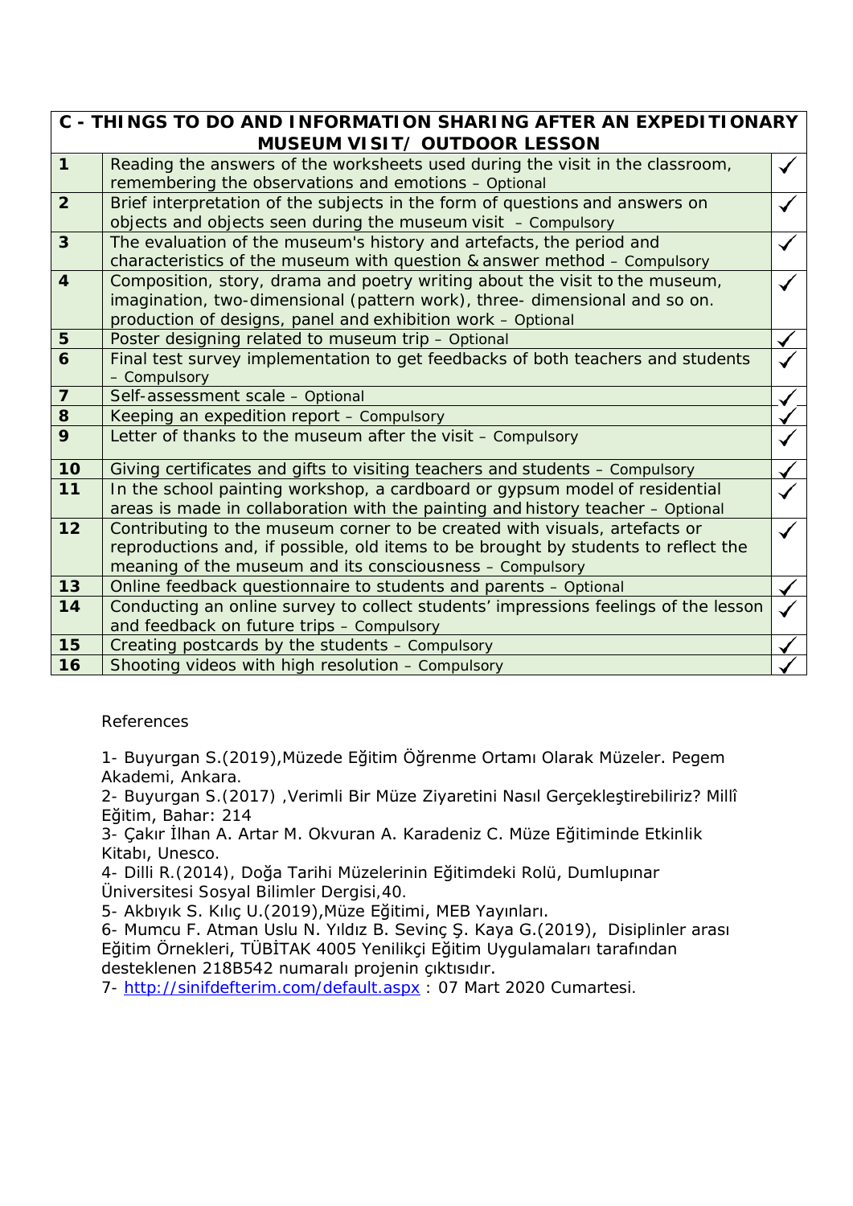| C - THINGS TO DO AND INFORMATION SHARING AFTER AN EXPEDITIONARY MUSEUM VISIT/ OUTDOOR LESSON | | |
|---|---|---|
| **1** | Reading the answers of the worksheets used during the visit in the classroom, remembering the observations and emotions – Optional | ✓ |
| **2** | Brief interpretation of the subjects in the form of questions and answers on objects and objects seen during the museum visit – Compulsory | ✓ |
| **3** | The evaluation of the museum's history and artefacts, the period and characteristics of the museum with question & answer method – Compulsory | ✓ |
| **4** | Composition, story, drama and poetry writing about the visit to the museum, imagination, two-dimensional (pattern work), three- dimensional and so on. production of designs, panel and exhibition work – Optional | ✓ |
| **5** | Poster designing related to museum trip – Optional | ✓ |
| **6** | Final test survey implementation to get feedbacks of both teachers and students – Compulsory | ✓ |
| **7** | Self-assessment scale – Optional | ✓ |
| **8** | Keeping an expedition report – Compulsory | ✓ |
| **9** | Letter of thanks to the museum after the visit – Compulsory | ✓ |
| **10** | Giving certificates and gifts to visiting teachers and students – Compulsory | ✓ |
| **11** | In the school painting workshop, a cardboard or gypsum model of residential areas is made in collaboration with the painting and history teacher – Optional | ✓ |
| **12** | Contributing to the museum corner to be created with visuals, artefacts or reproductions and, if possible, old items to be brought by students to reflect the meaning of the museum and its consciousness – Compulsory | ✓ |
| **13** | Online feedback questionnaire to students and parents – Optional | ✓ |
| **14** | Conducting an online survey to collect students' impressions feelings of the lesson and feedback on future trips – Compulsory | ✓ |
| **15** | Creating postcards by the students – Compulsory | ✓ |
| **16** | Shooting videos with high resolution – Compulsory | ✓ |

References

1- Buyurgan S.(2019),Müzede Eğitim Öğrenme Ortamı Olarak Müzeler. Pegem Akademi, Ankara.
2- Buyurgan S.(2017) ,Verimli Bir Müze Ziyaretini Nasıl Gerçekleştirebiliriz? Millî Eğitim, Bahar: 214
3- Çakır İlhan A. Artar M. Okvuran A. Karadeniz C. Müze Eğitiminde Etkinlik Kitabı, Unesco.
4- Dilli R.(2014), Doğa Tarihi Müzelerinin Eğitimdeki Rolü, Dumlupınar Üniversitesi Sosyal Bilimler Dergisi,40.
5- Akbıyık S. Kılıç U.(2019),Müze Eğitimi, MEB Yayınları.
6- Mumcu F. Atman Uslu N. Yıldız B. Sevinç Ş. Kaya G.(2019), Disiplinler arası Eğitim Örnekleri, TÜBİTAK 4005 Yenilikçi Eğitim Uygulamaları tarafından desteklenen 218B542 numaralı projenin çıktısıdır.
7- http://sinifdefterim.com/default.aspx : 07 Mart 2020 Cumartesi.